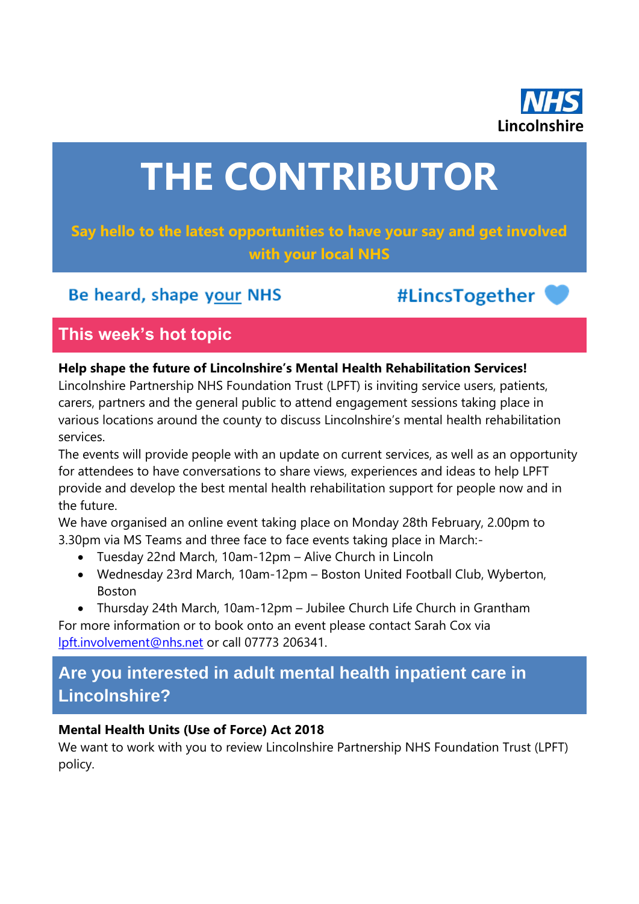NHS
Lincolnshire

# THE CONTRIBUTOR

**Say hello to the latest opportunities to have your say and get involved with your local NHS**

Be heard, shape your NHS

#LincsTogether

## This week's hot topic

**Help shape the future of Lincolnshire's Mental Health Rehabilitation Services!**

Lincolnshire Partnership NHS Foundation Trust (LPFT) is inviting service users, patients, carers, partners and the general public to attend engagement sessions taking place in various locations around the county to discuss Lincolnshire's mental health rehabilitation services.

The events will provide people with an update on current services, as well as an opportunity for attendees to have conversations to share views, experiences and ideas to help LPFT provide and develop the best mental health rehabilitation support for people now and in the future.

We have organised an online event taking place on Monday 28th February, 2.00pm to 3.30pm via MS Teams and three face to face events taking place in March:-

- Tuesday 22nd March, 10am-12pm – Alive Church in Lincoln
- Wednesday 23rd March, 10am-12pm – Boston United Football Club, Wyberton, Boston
- Thursday 24th March, 10am-12pm – Jubilee Church Life Church in Grantham

For more information or to book onto an event please contact Sarah Cox via lpft.involvement@nhs.net or call 07773 206341.

## Are you interested in adult mental health inpatient care in Lincolnshire?

**Mental Health Units (Use of Force) Act 2018**

We want to work with you to review Lincolnshire Partnership NHS Foundation Trust (LPFT) policy.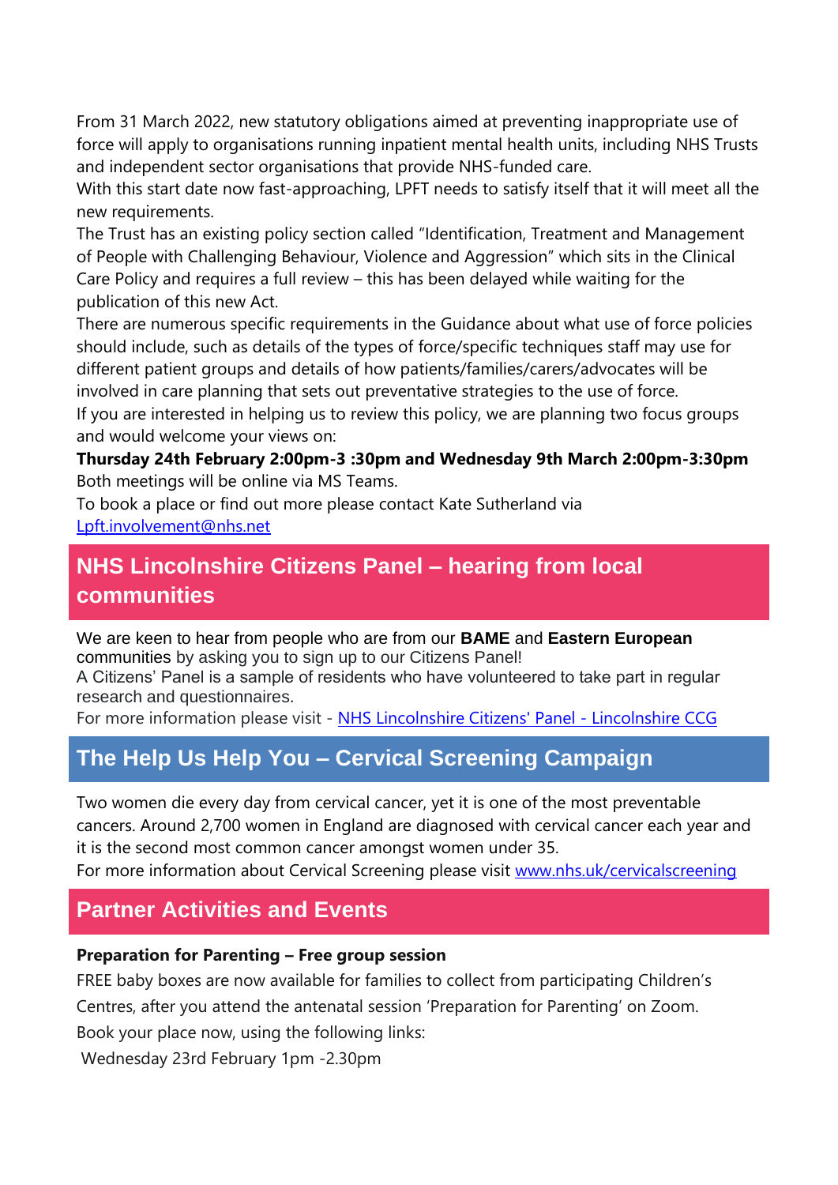From 31 March 2022, new statutory obligations aimed at preventing inappropriate use of force will apply to organisations running inpatient mental health units, including NHS Trusts and independent sector organisations that provide NHS-funded care.

With this start date now fast-approaching, LPFT needs to satisfy itself that it will meet all the new requirements.

The Trust has an existing policy section called "Identification, Treatment and Management of People with Challenging Behaviour, Violence and Aggression" which sits in the Clinical Care Policy and requires a full review – this has been delayed while waiting for the publication of this new Act.

There are numerous specific requirements in the Guidance about what use of force policies should include, such as details of the types of force/specific techniques staff may use for different patient groups and details of how patients/families/carers/advocates will be involved in care planning that sets out preventative strategies to the use of force.

If you are interested in helping us to review this policy, we are planning two focus groups and would welcome your views on:

**Thursday 24th February 2:00pm-3 :30pm and Wednesday 9th March 2:00pm-3:30pm**

Both meetings will be online via MS Teams.

To book a place or find out more please contact Kate Sutherland via [Lpft.involvement@nhs.net](mailto:Lpft.involvement@nhs.net)

## NHS Lincolnshire Citizens Panel – hearing from local communities

We are keen to hear from people who are from our **BAME** and **Eastern European** communities by asking you to sign up to our Citizens Panel!

A Citizens' Panel is a sample of residents who have volunteered to take part in regular research and questionnaires.

For more information please visit - NHS Lincolnshire Citizens' Panel - Lincolnshire CCG

## The Help Us Help You – Cervical Screening Campaign

Two women die every day from cervical cancer, yet it is one of the most preventable cancers. Around 2,700 women in England are diagnosed with cervical cancer each year and it is the second most common cancer amongst women under 35.

For more information about Cervical Screening please visit www.nhs.uk/cervicalscreening

## Partner Activities and Events

**Preparation for Parenting – Free group session**

FREE baby boxes are now available for families to collect from participating Children's Centres, after you attend the antenatal session 'Preparation for Parenting' on Zoom.

Book your place now, using the following links:

Wednesday 23rd February 1pm -2.30pm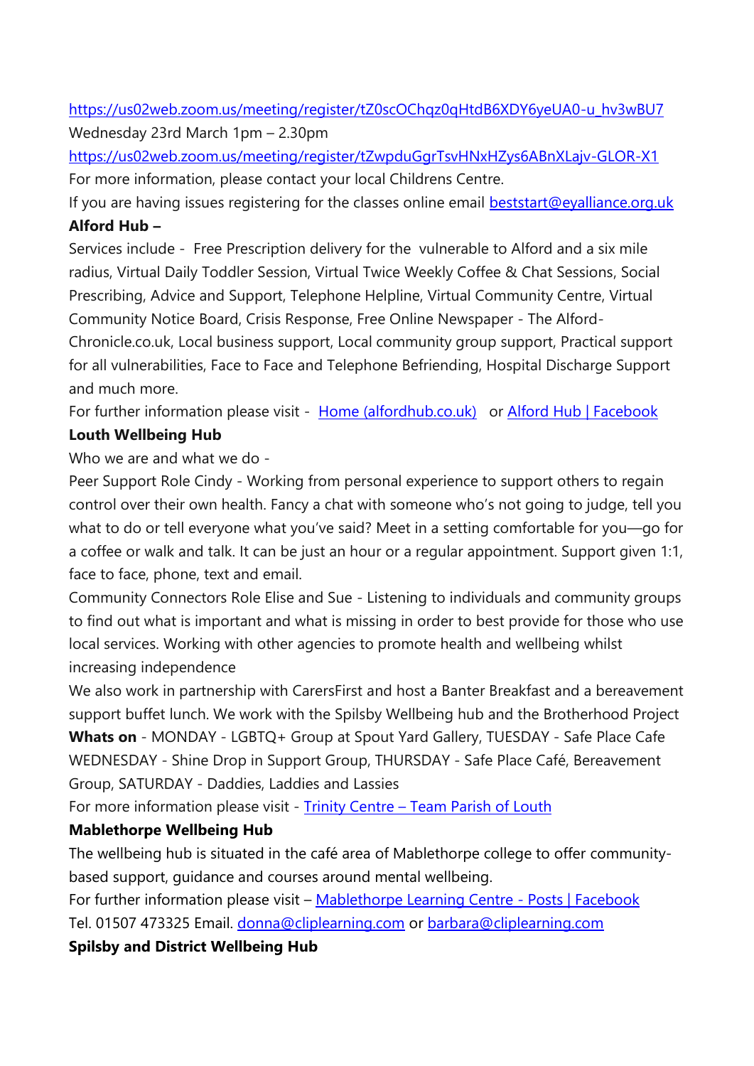[https://us02web.zoom.us/meeting/register/tZ0scOChqz0qHtdB6XDY6yeUA0-u_hv3wBU7](https://us02web.zoom.us/meeting/register/tZ0scOChqz0qHtdB6XDY6yeUA0-u_hv3wBU7)
Wednesday 23rd March 1pm – 2.30pm
[https://us02web.zoom.us/meeting/register/tZwpduGgrTsvHNxHZys6ABnXLajv-GLOR-X1](https://us02web.zoom.us/meeting/register/tZwpduGgrTsvHNxHZys6ABnXLajv-GLOR-X1)
For more information, please contact your local Childrens Centre.
If you are having issues registering for the classes online email [beststart@eyalliance.org.uk](mailto:beststart@eyalliance.org.uk)

**Alford Hub –**

Services include - Free Prescription delivery for the vulnerable to Alford and a six mile radius, Virtual Daily Toddler Session, Virtual Twice Weekly Coffee & Chat Sessions, Social Prescribing, Advice and Support, Telephone Helpline, Virtual Community Centre, Virtual Community Notice Board, Crisis Response, Free Online Newspaper - The Alford-Chronicle.co.uk, Local business support, Local community group support, Practical support for all vulnerabilities, Face to Face and Telephone Befriending, Hospital Discharge Support and much more.

For further information please visit - [Home (alfordhub.co.uk)](https://alfordhub.co.uk) or [Alford Hub | Facebook]()

**Louth Wellbeing Hub**

Who we are and what we do -

Peer Support Role Cindy - Working from personal experience to support others to regain control over their own health. Fancy a chat with someone who's not going to judge, tell you what to do or tell everyone what you've said? Meet in a setting comfortable for you—go for a coffee or walk and talk. It can be just an hour or a regular appointment. Support given 1:1, face to face, phone, text and email.

Community Connectors Role Elise and Sue - Listening to individuals and community groups to find out what is important and what is missing in order to best provide for those who use local services. Working with other agencies to promote health and wellbeing whilst increasing independence

We also work in partnership with CarersFirst and host a Banter Breakfast and a bereavement support buffet lunch. We work with the Spilsby Wellbeing hub and the Brotherhood Project

**Whats on** - MONDAY - LGBTQ+ Group at Spout Yard Gallery, TUESDAY - Safe Place Cafe WEDNESDAY - Shine Drop in Support Group, THURSDAY - Safe Place Café, Bereavement Group, SATURDAY - Daddies, Laddies and Lassies

For more information please visit - [Trinity Centre – Team Parish of Louth]()

**Mablethorpe Wellbeing Hub**

The wellbeing hub is situated in the café area of Mablethorpe college to offer community-based support, guidance and courses around mental wellbeing.

For further information please visit – [Mablethorpe Learning Centre - Posts | Facebook]()
Tel. 01507 473325 Email. [donna@cliplearning.com](mailto:donna@cliplearning.com) or [barbara@cliplearning.com](mailto:barbara@cliplearning.com)

**Spilsby and District Wellbeing Hub**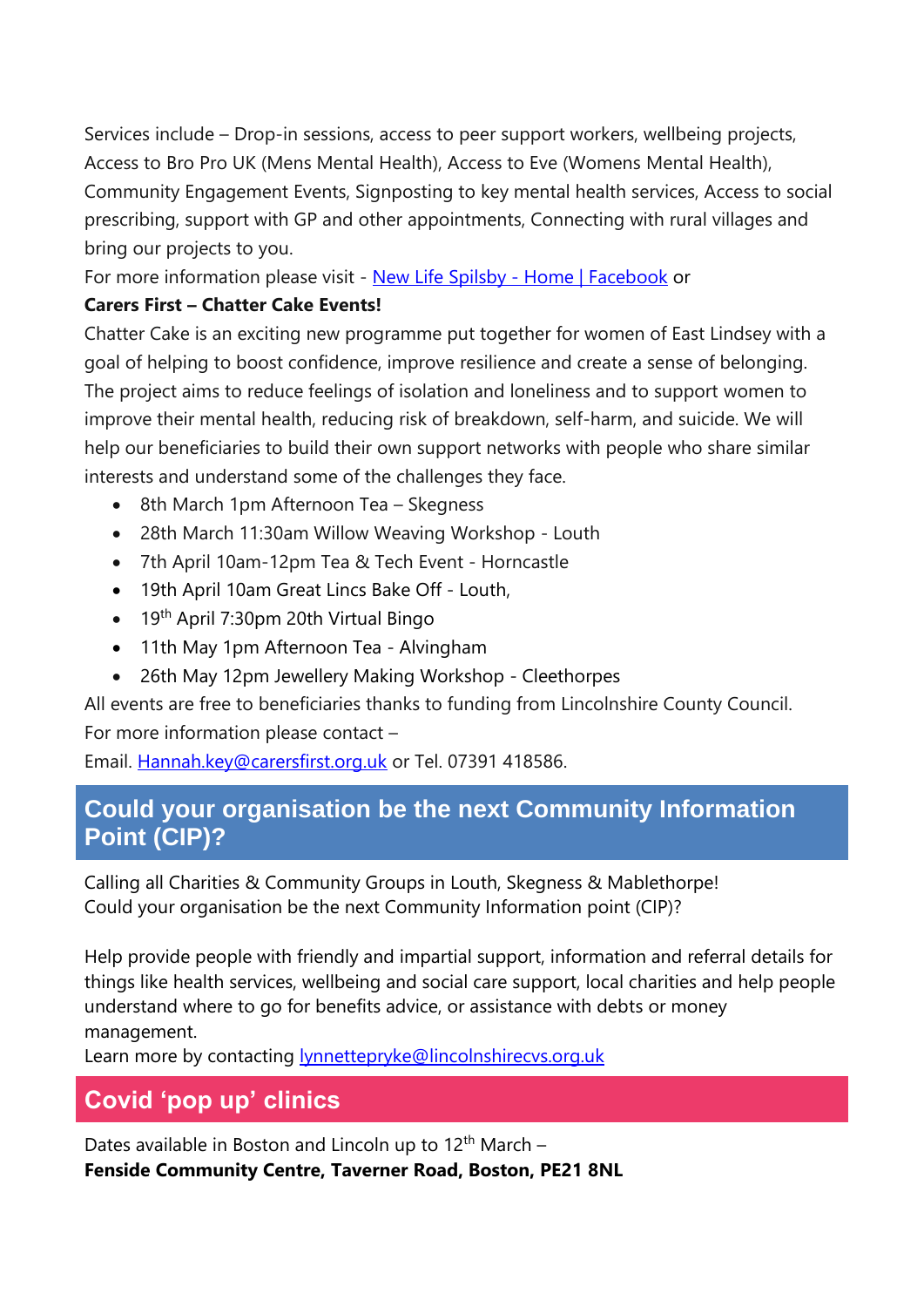Services include – Drop-in sessions, access to peer support workers, wellbeing projects, Access to Bro Pro UK (Mens Mental Health), Access to Eve (Womens Mental Health), Community Engagement Events, Signposting to key mental health services, Access to social prescribing, support with GP and other appointments, Connecting with rural villages and bring our projects to you.

For more information please visit - [New Life Spilsby - Home | Facebook]() or

**Carers First – Chatter Cake Events!**

Chatter Cake is an exciting new programme put together for women of East Lindsey with a goal of helping to boost confidence, improve resilience and create a sense of belonging. The project aims to reduce feelings of isolation and loneliness and to support women to improve their mental health, reducing risk of breakdown, self-harm, and suicide. We will help our beneficiaries to build their own support networks with people who share similar interests and understand some of the challenges they face.

- 8th March 1pm Afternoon Tea – Skegness
- 28th March 11:30am Willow Weaving Workshop - Louth
- 7th April 10am-12pm Tea & Tech Event - Horncastle
- 19th April 10am Great Lincs Bake Off - Louth,
- 19th April 7:30pm 20th Virtual Bingo
- 11th May 1pm Afternoon Tea - Alvingham
- 26th May 12pm Jewellery Making Workshop - Cleethorpes

All events are free to beneficiaries thanks to funding from Lincolnshire County Council.

For more information please contact –

Email. Hannah.key@carersfirst.org.uk or Tel. 07391 418586.

## Could your organisation be the next Community Information Point (CIP)?

Calling all Charities & Community Groups in Louth, Skegness & Mablethorpe!
Could your organisation be the next Community Information point (CIP)?

Help provide people with friendly and impartial support, information and referral details for things like health services, wellbeing and social care support, local charities and help people understand where to go for benefits advice, or assistance with debts or money management.
Learn more by contacting lynnettepryke@lincolnshirecvs.org.uk

## Covid 'pop up' clinics

Dates available in Boston and Lincoln up to 12th March –
**Fenside Community Centre, Taverner Road, Boston, PE21 8NL**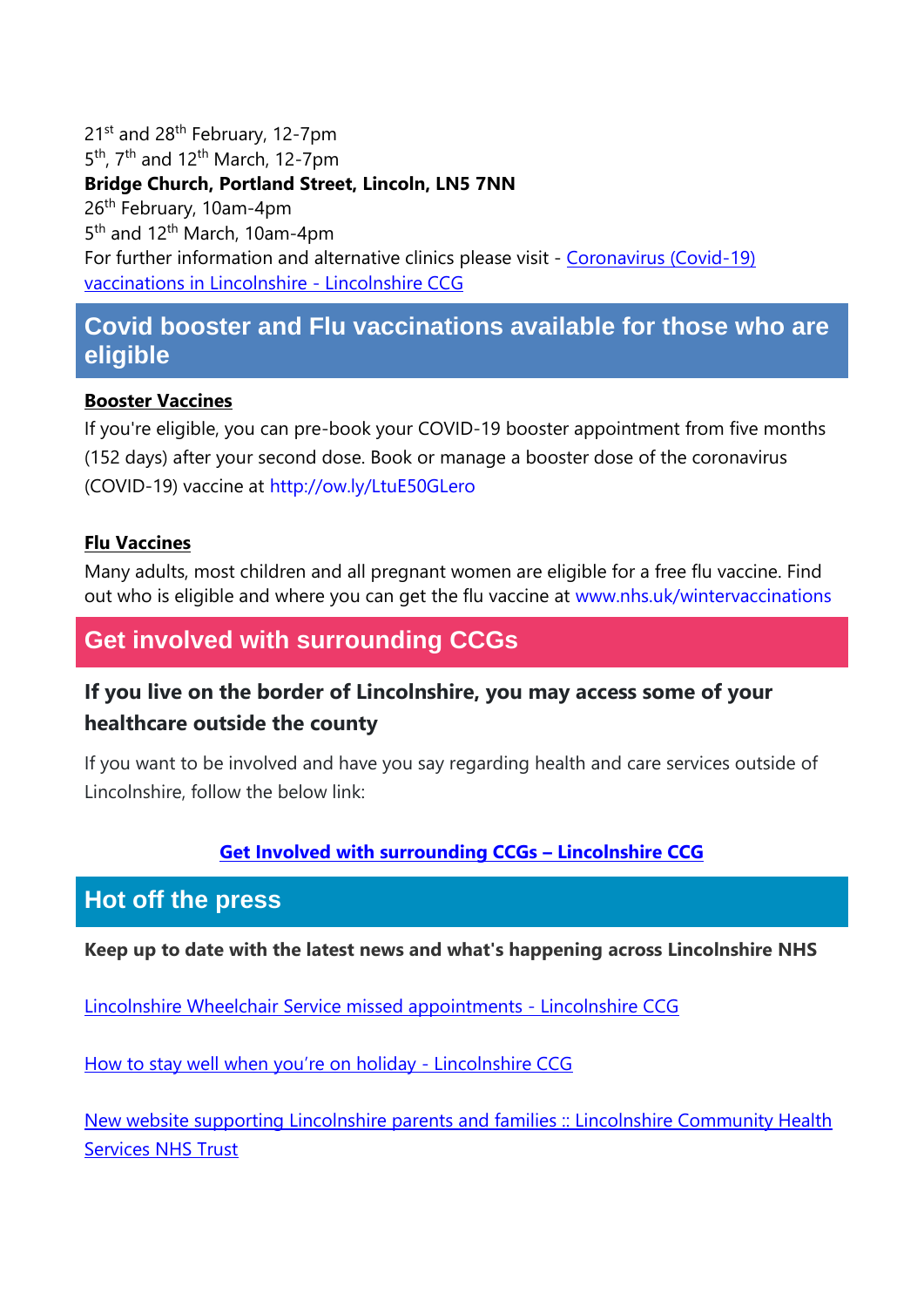21st and 28th February, 12-7pm
5th, 7th and 12th March, 12-7pm
**Bridge Church, Portland Street, Lincoln, LN5 7NN**
26th February, 10am-4pm
5th and 12th March, 10am-4pm
For further information and alternative clinics please visit - [Coronavirus (Covid-19) vaccinations in Lincolnshire - Lincolnshire CCG]()

## Covid booster and Flu vaccinations available for those who are eligible

**Booster Vaccines**

If you're eligible, you can pre-book your COVID-19 booster appointment from five months (152 days) after your second dose. Book or manage a booster dose of the coronavirus (COVID-19) vaccine at http://ow.ly/LtuE50GLero

**Flu Vaccines**

Many adults, most children and all pregnant women are eligible for a free flu vaccine. Find out who is eligible and where you can get the flu vaccine at www.nhs.uk/wintervaccinations

## Get involved with surrounding CCGs

### If you live on the border of Lincolnshire, you may access some of your healthcare outside the county

If you want to be involved and have you say regarding health and care services outside of Lincolnshire, follow the below link:

**[Get Involved with surrounding CCGs – Lincolnshire CCG]()**

## Hot off the press

**Keep up to date with the latest news and what's happening across Lincolnshire NHS**

[Lincolnshire Wheelchair Service missed appointments - Lincolnshire CCG]()

[How to stay well when you're on holiday - Lincolnshire CCG]()

[New website supporting Lincolnshire parents and families :: Lincolnshire Community Health Services NHS Trust]()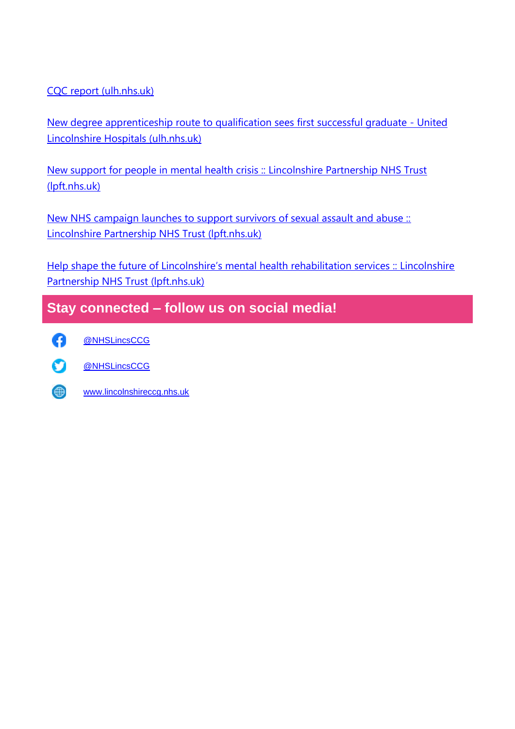CQC report (ulh.nhs.uk)

New degree apprenticeship route to qualification sees first successful graduate - United Lincolnshire Hospitals (ulh.nhs.uk)

New support for people in mental health crisis :: Lincolnshire Partnership NHS Trust (lpft.nhs.uk)

New NHS campaign launches to support survivors of sexual assault and abuse :: Lincolnshire Partnership NHS Trust (lpft.nhs.uk)

Help shape the future of Lincolnshire's mental health rehabilitation services :: Lincolnshire Partnership NHS Trust (lpft.nhs.uk)

## Stay connected – follow us on social media!

@NHSLincsCCG

@NHSLincsCCG

www.lincolnshireccg.nhs.uk